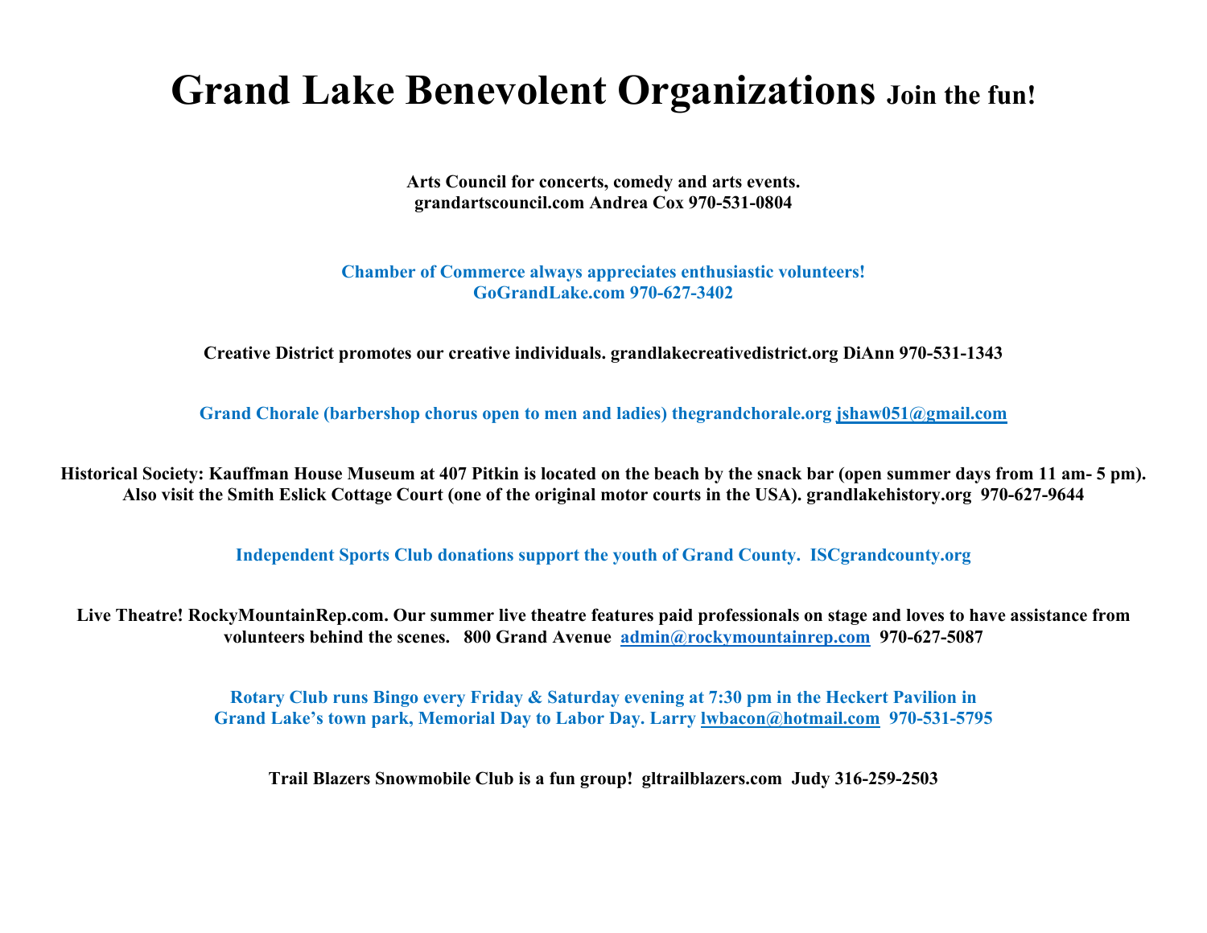# Grand Lake Benevolent Organizations Join the fun!

**Arts Council for concerts, comedy and arts events.**
**grandartscouncil.com Andrea Cox 970-531-0804**

**Chamber of Commerce always appreciates enthusiastic volunteers!**
**GoGrandLake.com 970-627-3402**

**Creative District promotes our creative individuals. grandlakecreativedistrict.org DiAnn 970-531-1343**

**Grand Chorale (barbershop chorus open to men and ladies) thegrandchorale.org jshaw051@gmail.com**

**Historical Society: Kauffman House Museum at 407 Pitkin is located on the beach by the snack bar (open summer days from 11 am- 5 pm). Also visit the Smith Eslick Cottage Court (one of the original motor courts in the USA). grandlakehistory.org 970-627-9644**

**Independent Sports Club donations support the youth of Grand County. ISCgrandcounty.org**

**Live Theatre! RockyMountainRep.com. Our summer live theatre features paid professionals on stage and loves to have assistance from volunteers behind the scenes. 800 Grand Avenue admin@rockymountainrep.com 970-627-5087**

**Rotary Club runs Bingo every Friday & Saturday evening at 7:30 pm in the Heckert Pavilion in Grand Lake's town park, Memorial Day to Labor Day. Larry lwbacon@hotmail.com 970-531-5795**

**Trail Blazers Snowmobile Club is a fun group! gltrailblazers.com Judy 316-259-2503**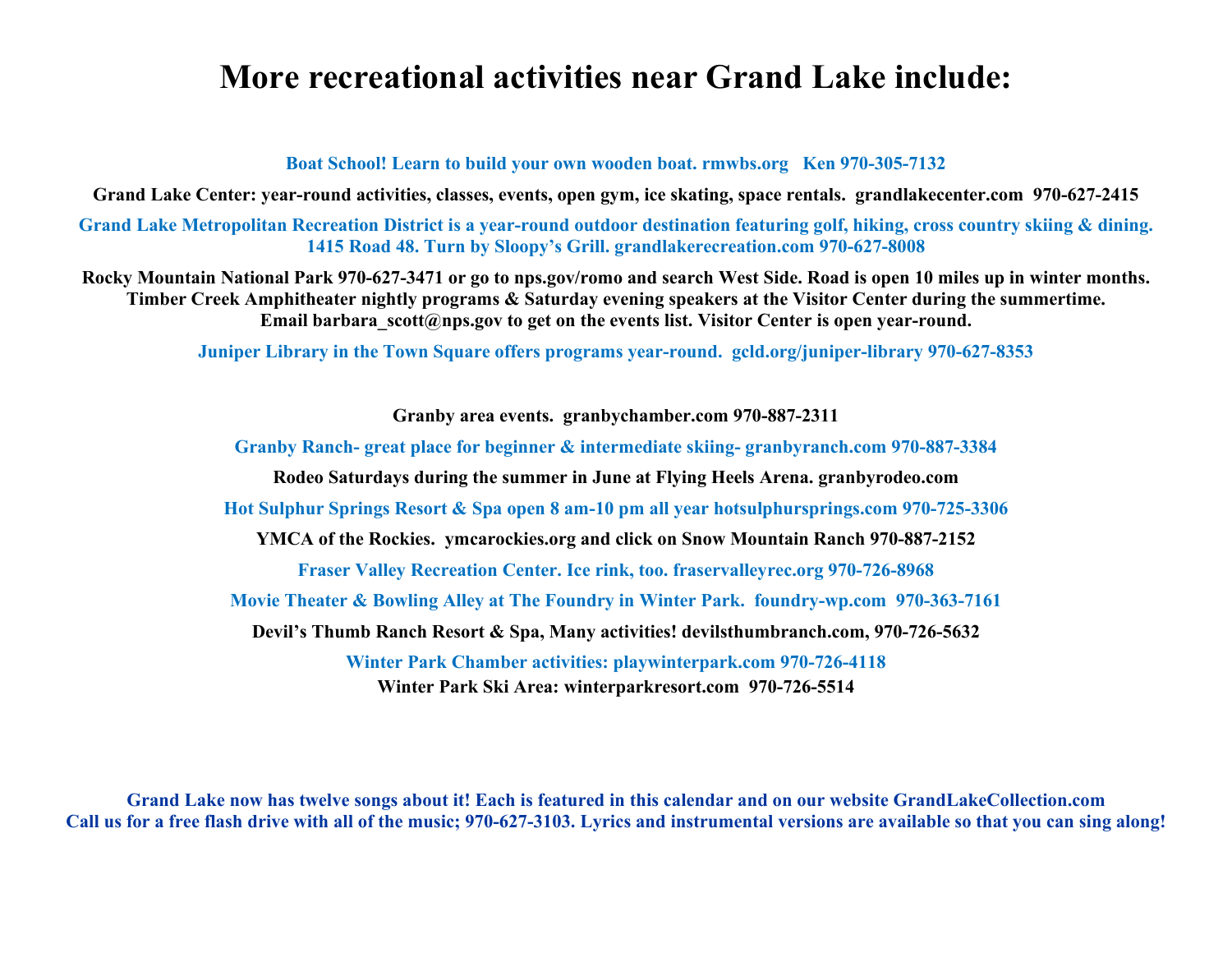# More recreational activities near Grand Lake include:

**Boat School! Learn to build your own wooden boat. rmwbs.org   Ken 970-305-7132**

**Grand Lake Center: year-round activities, classes, events, open gym, ice skating, space rentals.  grandlakecenter.com  970-627-2415**

**Grand Lake Metropolitan Recreation District is a year-round outdoor destination featuring golf, hiking, cross country skiing & dining. 1415 Road 48. Turn by Sloopy's Grill. grandlakerecreation.com 970-627-8008**

**Rocky Mountain National Park 970-627-3471 or go to nps.gov/romo and search West Side. Road is open 10 miles up in winter months. Timber Creek Amphitheater nightly programs & Saturday evening speakers at the Visitor Center during the summertime. Email barbara_scott@nps.gov to get on the events list. Visitor Center is open year-round.**

**Juniper Library in the Town Square offers programs year-round.  gcld.org/juniper-library 970-627-8353**

**Granby area events.  granbychamber.com 970-887-2311**

**Granby Ranch- great place for beginner & intermediate skiing- granbyranch.com 970-887-3384**

**Rodeo Saturdays during the summer in June at Flying Heels Arena. granbyrodeo.com**

**Hot Sulphur Springs Resort & Spa open 8 am-10 pm all year hotsulphursprings.com 970-725-3306**

**YMCA of the Rockies.  ymcarockies.org and click on Snow Mountain Ranch 970-887-2152**

**Fraser Valley Recreation Center. Ice rink, too. fraservalleyrec.org 970-726-8968**

**Movie Theater & Bowling Alley at The Foundry in Winter Park.  foundry-wp.com  970-363-7161**

**Devil's Thumb Ranch Resort & Spa, Many activities! devilsthumbranch.com, 970-726-5632**

**Winter Park Chamber activities: playwinterpark.com 970-726-4118**

**Winter Park Ski Area: winterparkresort.com  970-726-5514**

**Grand Lake now has twelve songs about it! Each is featured in this calendar and on our website GrandLakeCollection.com Call us for a free flash drive with all of the music; 970-627-3103. Lyrics and instrumental versions are available so that you can sing along!**